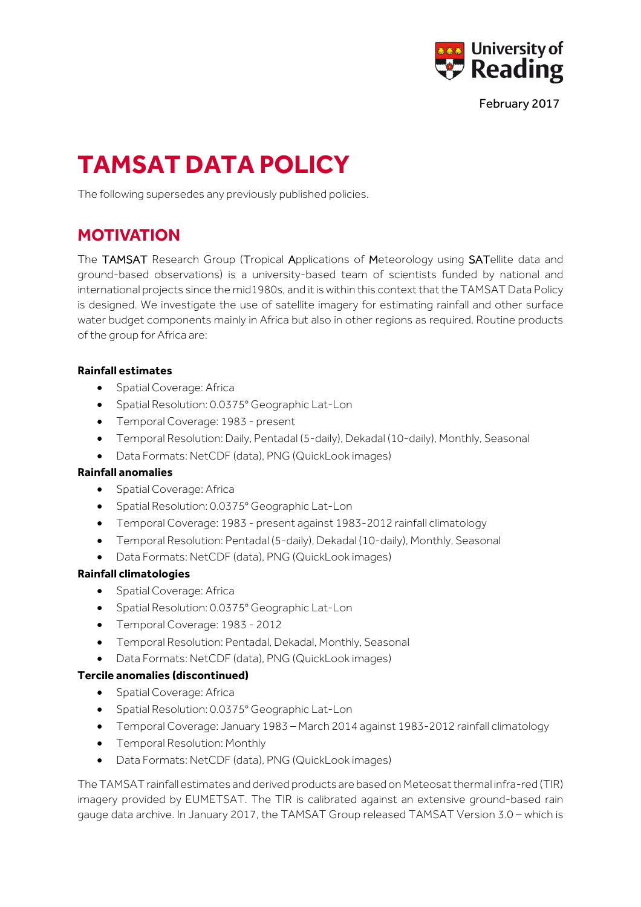February 2017

# TAMSAT DATA POLICY

The following supersedes any previously published policies.

## MOTIVATION

The TAMSAT Research Group (Tropical Applications of Meteorology using SATellite data and ground-based observations) is a university-based team of scientists funded by national and international projects since the mid1980s, and it is within this context that the TAMSAT Data Policy is designed. We investigate the use of satellite imagery for estimating rainfall and other surface water budget components mainly in Africa but also in other regions as required. Routine products of the group for Africa are:

**Rainfall estimates**

- Spatial Coverage: Africa
- Spatial Resolution: 0.0375° Geographic Lat-Lon
- Temporal Coverage: 1983 - present
- Temporal Resolution: Daily, Pentadal (5-daily), Dekadal (10-daily), Monthly, Seasonal
- Data Formats: NetCDF (data), PNG (QuickLook images)

**Rainfall anomalies**

- Spatial Coverage: Africa
- Spatial Resolution: 0.0375° Geographic Lat-Lon
- Temporal Coverage: 1983 - present against 1983-2012 rainfall climatology
- Temporal Resolution: Pentadal (5-daily), Dekadal (10-daily), Monthly, Seasonal
- Data Formats: NetCDF (data), PNG (QuickLook images)

**Rainfall climatologies**

- Spatial Coverage: Africa
- Spatial Resolution: 0.0375° Geographic Lat-Lon
- Temporal Coverage: 1983 - 2012
- Temporal Resolution: Pentadal, Dekadal, Monthly, Seasonal
- Data Formats: NetCDF (data), PNG (QuickLook images)

**Tercile anomalies (discontinued)**

- Spatial Coverage: Africa
- Spatial Resolution: 0.0375° Geographic Lat-Lon
- Temporal Coverage: January 1983 – March 2014 against 1983-2012 rainfall climatology
- Temporal Resolution: Monthly
- Data Formats: NetCDF (data), PNG (QuickLook images)

The TAMSAT rainfall estimates and derived products are based on Meteosat thermal infra-red (TIR) imagery provided by EUMETSAT. The TIR is calibrated against an extensive ground-based rain gauge data archive. In January 2017, the TAMSAT Group released TAMSAT Version 3.0 – which is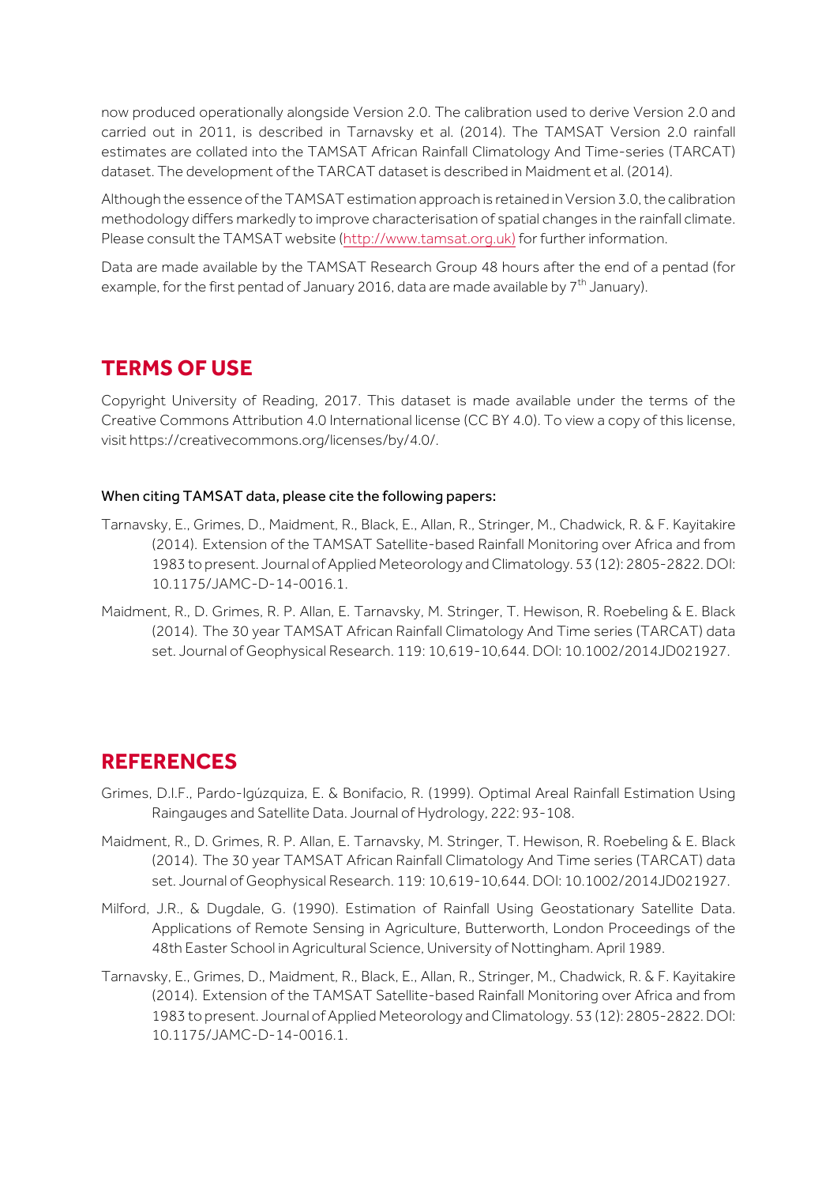now produced operationally alongside Version 2.0. The calibration used to derive Version 2.0 and carried out in 2011, is described in Tarnavsky et al. (2014). The TAMSAT Version 2.0 rainfall estimates are collated into the TAMSAT African Rainfall Climatology And Time-series (TARCAT) dataset. The development of the TARCAT dataset is described in Maidment et al. (2014).

Although the essence of the TAMSAT estimation approach is retained in Version 3.0, the calibration methodology differs markedly to improve characterisation of spatial changes in the rainfall climate. Please consult the TAMSAT website (http://www.tamsat.org.uk) for further information.

Data are made available by the TAMSAT Research Group 48 hours after the end of a pentad (for example, for the first pentad of January 2016, data are made available by 7th January).

## TERMS OF USE

Copyright University of Reading, 2017. This dataset is made available under the terms of the Creative Commons Attribution 4.0 International license (CC BY 4.0). To view a copy of this license, visit https://creativecommons.org/licenses/by/4.0/.

**When citing TAMSAT data, please cite the following papers:**

Tarnavsky, E., Grimes, D., Maidment, R., Black, E., Allan, R., Stringer, M., Chadwick, R. & F. Kayitakire (2014). Extension of the TAMSAT Satellite-based Rainfall Monitoring over Africa and from 1983 to present. Journal of Applied Meteorology and Climatology. 53 (12): 2805-2822. DOI: 10.1175/JAMC-D-14-0016.1.

Maidment, R., D. Grimes, R. P. Allan, E. Tarnavsky, M. Stringer, T. Hewison, R. Roebeling & E. Black (2014). The 30 year TAMSAT African Rainfall Climatology And Time series (TARCAT) data set. Journal of Geophysical Research. 119: 10,619-10,644. DOI: 10.1002/2014JD021927.

## REFERENCES

Grimes, D.I.F., Pardo-Igúzquiza, E. & Bonifacio, R. (1999). Optimal Areal Rainfall Estimation Using Raingauges and Satellite Data. Journal of Hydrology, 222: 93-108.

Maidment, R., D. Grimes, R. P. Allan, E. Tarnavsky, M. Stringer, T. Hewison, R. Roebeling & E. Black (2014). The 30 year TAMSAT African Rainfall Climatology And Time series (TARCAT) data set. Journal of Geophysical Research. 119: 10,619-10,644. DOI: 10.1002/2014JD021927.

Milford, J.R., & Dugdale, G. (1990). Estimation of Rainfall Using Geostationary Satellite Data. Applications of Remote Sensing in Agriculture, Butterworth, London Proceedings of the 48th Easter School in Agricultural Science, University of Nottingham. April 1989.

Tarnavsky, E., Grimes, D., Maidment, R., Black, E., Allan, R., Stringer, M., Chadwick, R. & F. Kayitakire (2014). Extension of the TAMSAT Satellite-based Rainfall Monitoring over Africa and from 1983 to present. Journal of Applied Meteorology and Climatology. 53 (12): 2805-2822. DOI: 10.1175/JAMC-D-14-0016.1.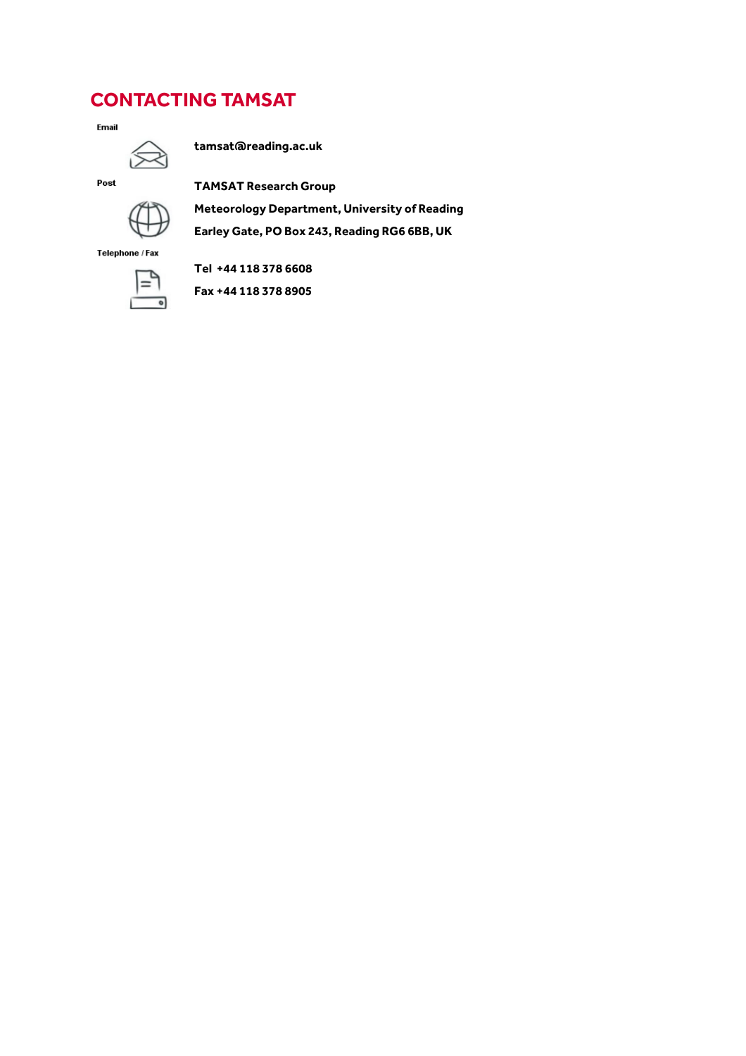# CONTACTING TAMSAT

Email

**tamsat@reading.ac.uk**

Post

**TAMSAT Research Group**

**Meteorology Department, University of Reading**

**Earley Gate, PO Box 243, Reading RG6 6BB, UK**

Telephone / Fax

**Tel +44 118 378 6608**

**Fax +44 118 378 8905**